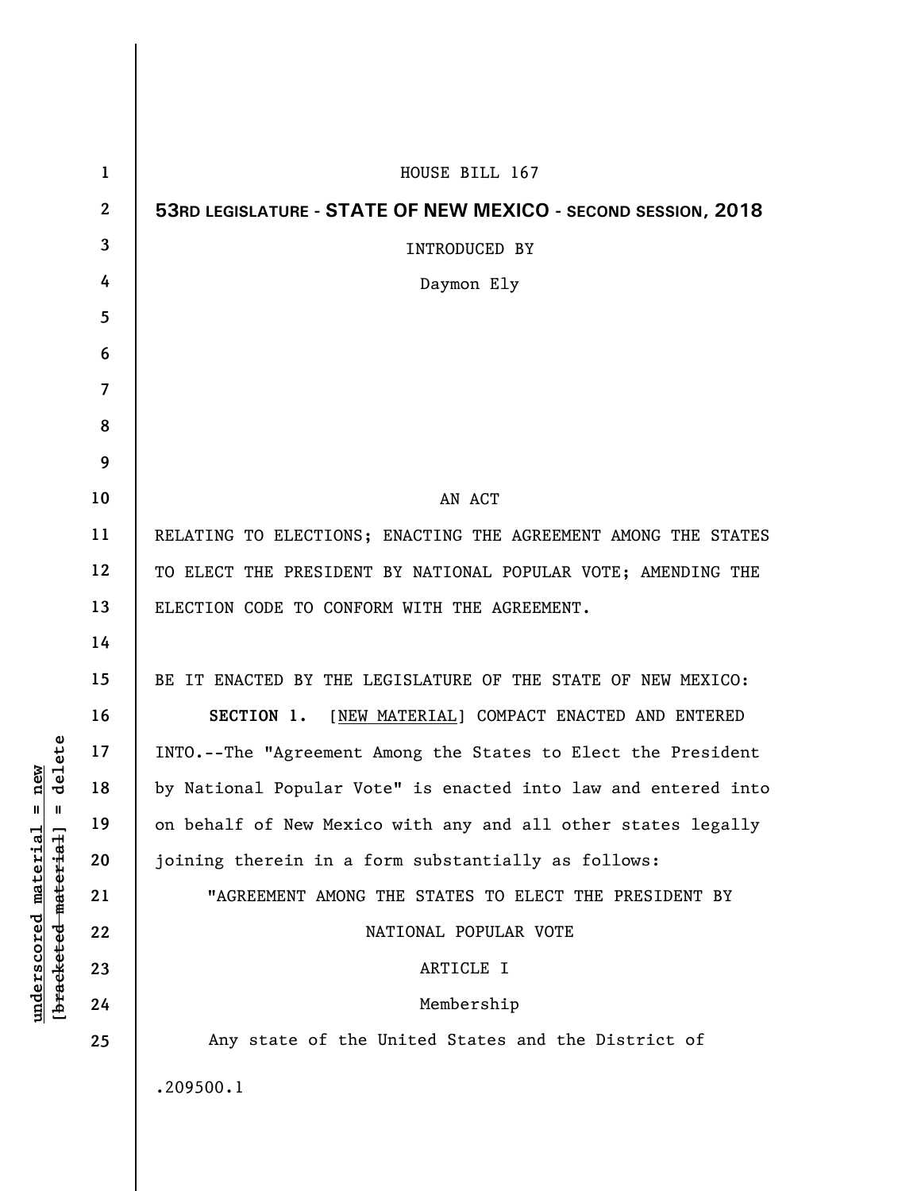HOUSE BILL 167

**53RD LEGISLATURE - STATE OF NEW MEXICO - SECOND SESSION, 2018**

INTRODUCED BY

Daymon Ely

AN ACT

RELATING TO ELECTIONS; ENACTING THE AGREEMENT AMONG THE STATES TO ELECT THE PRESIDENT BY NATIONAL POPULAR VOTE; AMENDING THE ELECTION CODE TO CONFORM WITH THE AGREEMENT.

BE IT ENACTED BY THE LEGISLATURE OF THE STATE OF NEW MEXICO:

**SECTION 1.** [NEW MATERIAL] COMPACT ENACTED AND ENTERED INTO.--The "Agreement Among the States to Elect the President by National Popular Vote" is enacted into law and entered into on behalf of New Mexico with any and all other states legally joining therein in a form substantially as follows:

"AGREEMENT AMONG THE STATES TO ELECT THE PRESIDENT BY NATIONAL POPULAR VOTE

ARTICLE I

Membership

Any state of the United States and the District of

.209500.1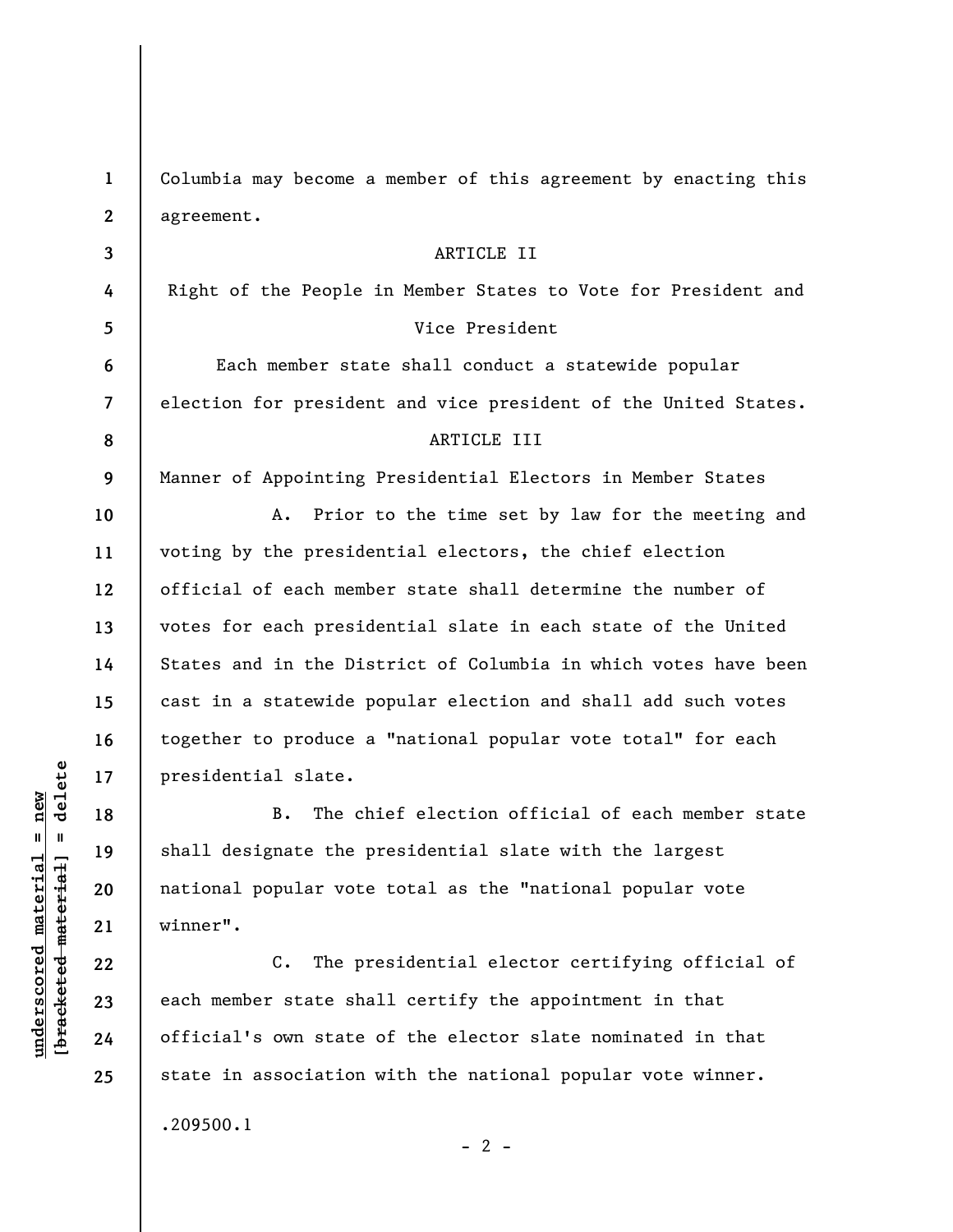Columbia may become a member of this agreement by enacting this agreement.

ARTICLE II

Right of the People in Member States to Vote for President and Vice President

Each member state shall conduct a statewide popular election for president and vice president of the United States.

ARTICLE III

Manner of Appointing Presidential Electors in Member States

A. Prior to the time set by law for the meeting and voting by the presidential electors, the chief election official of each member state shall determine the number of votes for each presidential slate in each state of the United States and in the District of Columbia in which votes have been cast in a statewide popular election and shall add such votes together to produce a "national popular vote total" for each presidential slate.

B. The chief election official of each member state shall designate the presidential slate with the largest national popular vote total as the "national popular vote winner".

C. The presidential elector certifying official of each member state shall certify the appointment in that official's own state of the elector slate nominated in that state in association with the national popular vote winner.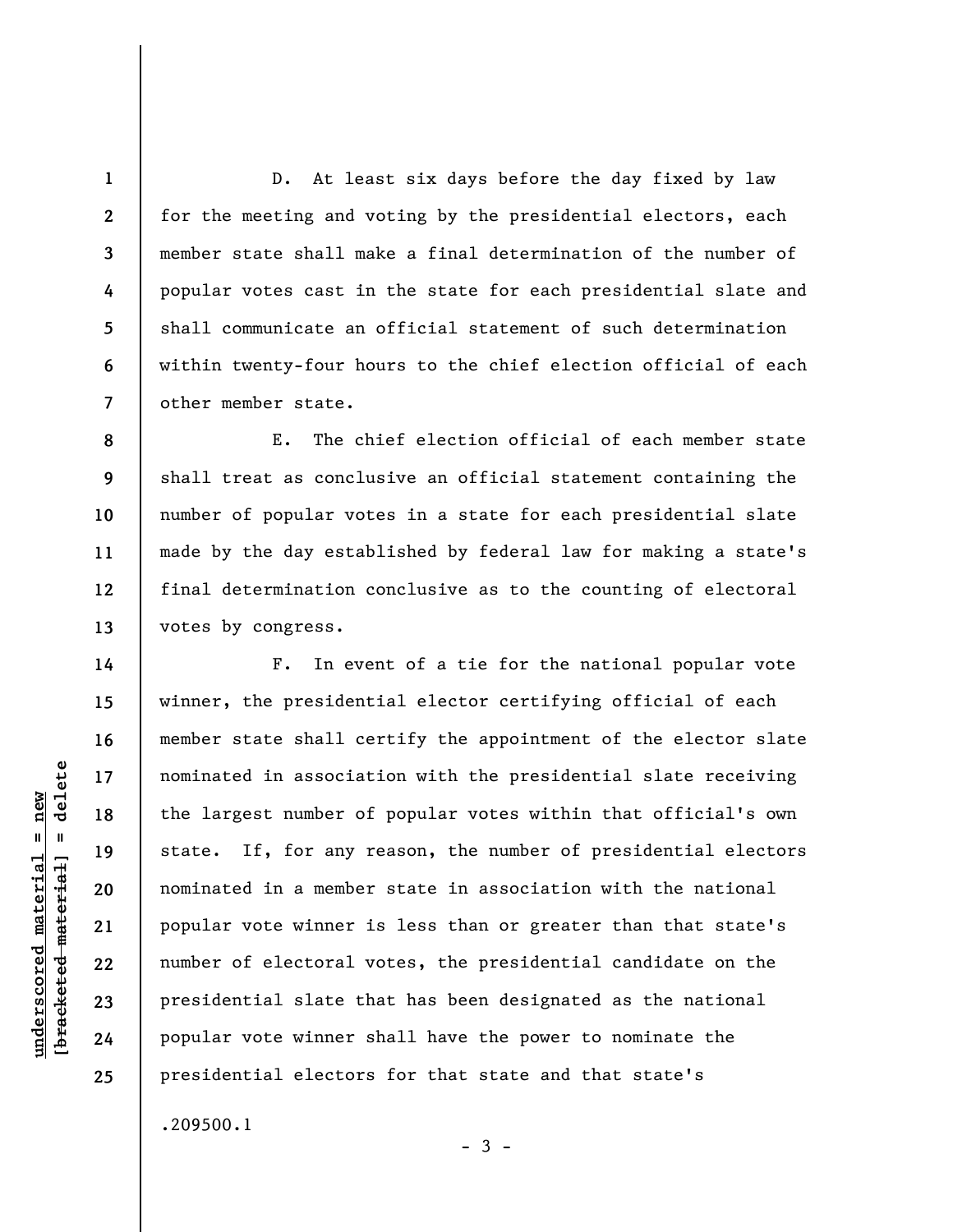D. At least six days before the day fixed by law for the meeting and voting by the presidential electors, each member state shall make a final determination of the number of popular votes cast in the state for each presidential slate and shall communicate an official statement of such determination within twenty-four hours to the chief election official of each other member state.

E. The chief election official of each member state shall treat as conclusive an official statement containing the number of popular votes in a state for each presidential slate made by the day established by federal law for making a state's final determination conclusive as to the counting of electoral votes by congress.

F. In event of a tie for the national popular vote winner, the presidential elector certifying official of each member state shall certify the appointment of the elector slate nominated in association with the presidential slate receiving the largest number of popular votes within that official's own state. If, for any reason, the number of presidential electors nominated in a member state in association with the national popular vote winner is less than or greater than that state's number of electoral votes, the presidential candidate on the presidential slate that has been designated as the national popular vote winner shall have the power to nominate the presidential electors for that state and that state's

.209500.1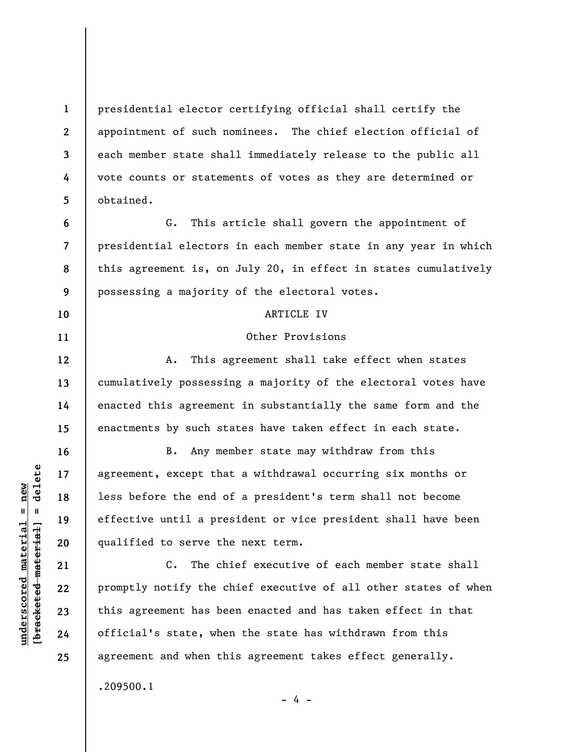presidential elector certifying official shall certify the appointment of such nominees. The chief election official of each member state shall immediately release to the public all vote counts or statements of votes as they are determined or obtained.

G. This article shall govern the appointment of presidential electors in each member state in any year in which this agreement is, on July 20, in effect in states cumulatively possessing a majority of the electoral votes.

ARTICLE IV

Other Provisions

A. This agreement shall take effect when states cumulatively possessing a majority of the electoral votes have enacted this agreement in substantially the same form and the enactments by such states have taken effect in each state.

B. Any member state may withdraw from this agreement, except that a withdrawal occurring six months or less before the end of a president's term shall not become effective until a president or vice president shall have been qualified to serve the next term.

C. The chief executive of each member state shall promptly notify the chief executive of all other states of when this agreement has been enacted and has taken effect in that official's state, when the state has withdrawn from this agreement and when this agreement takes effect generally.

.209500.1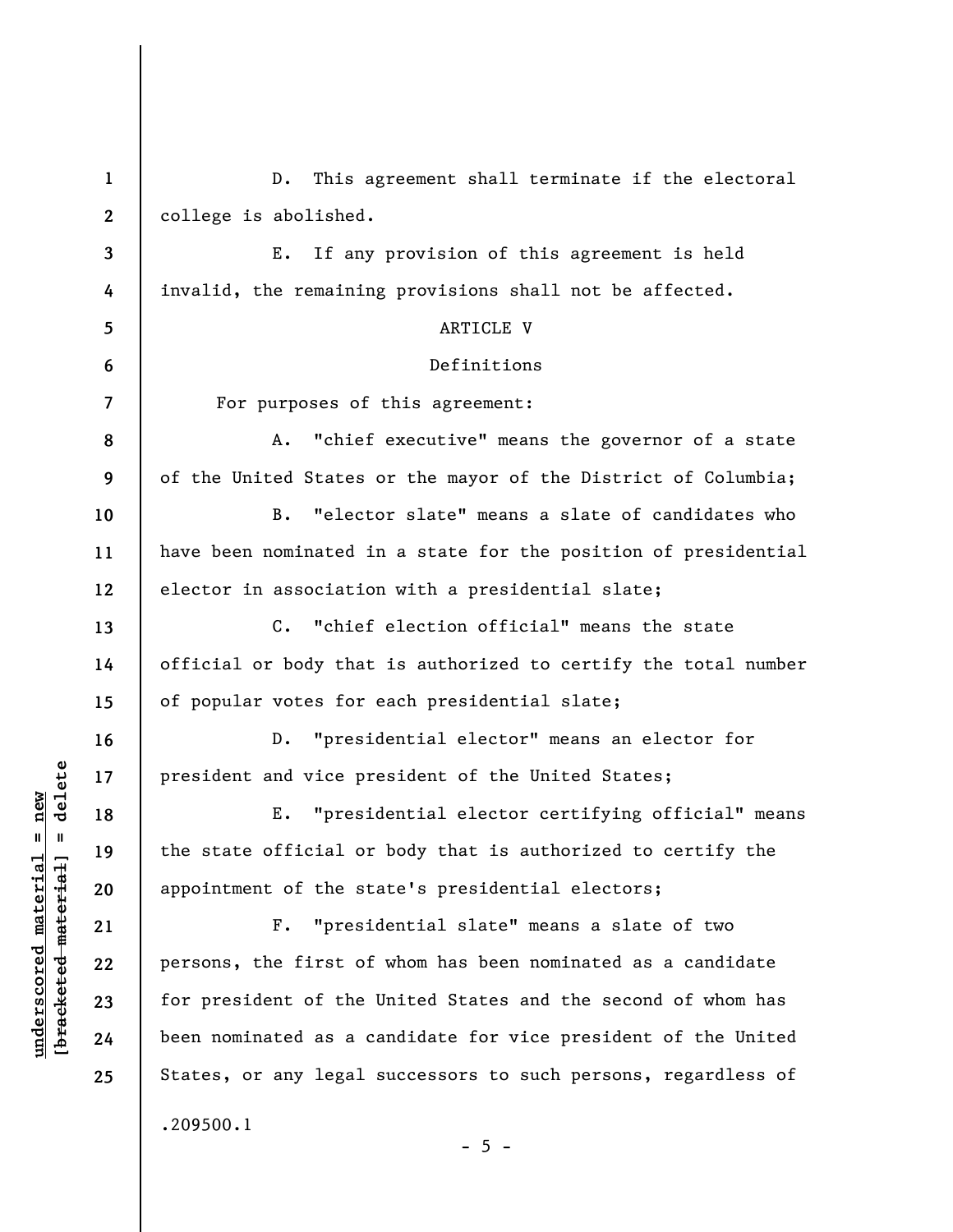D. This agreement shall terminate if the electoral college is abolished.

E. If any provision of this agreement is held invalid, the remaining provisions shall not be affected.

ARTICLE V

Definitions

For purposes of this agreement:

A. "chief executive" means the governor of a state of the United States or the mayor of the District of Columbia;

B. "elector slate" means a slate of candidates who have been nominated in a state for the position of presidential elector in association with a presidential slate;

C. "chief election official" means the state official or body that is authorized to certify the total number of popular votes for each presidential slate;

D. "presidential elector" means an elector for president and vice president of the United States;

E. "presidential elector certifying official" means the state official or body that is authorized to certify the appointment of the state's presidential electors;

F. "presidential slate" means a slate of two persons, the first of whom has been nominated as a candidate for president of the United States and the second of whom has been nominated as a candidate for vice president of the United States, or any legal successors to such persons, regardless of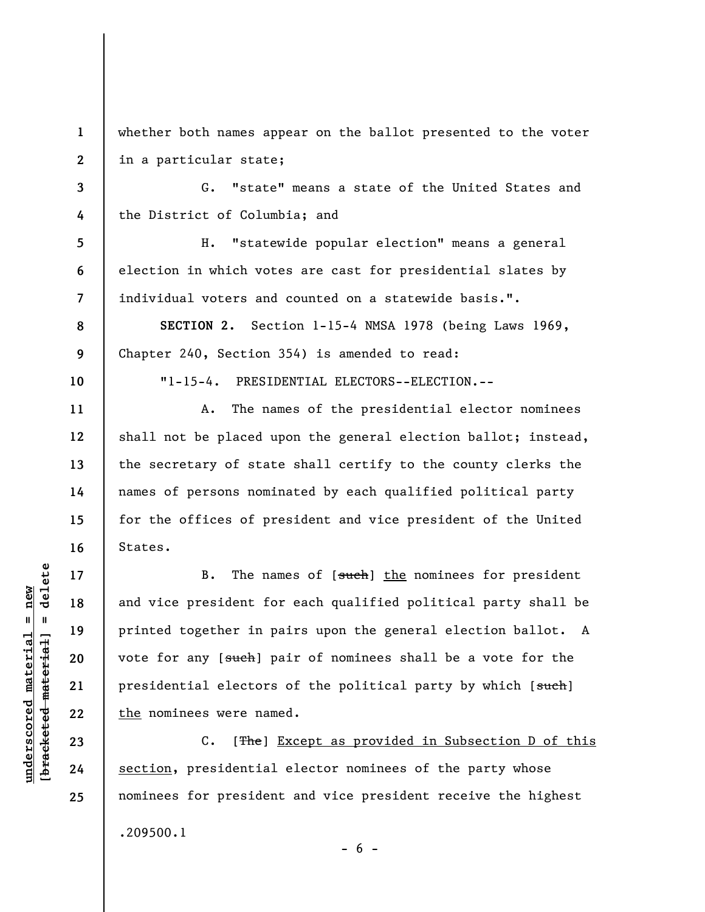whether both names appear on the ballot presented to the voter in a particular state;

G. "state" means a state of the United States and the District of Columbia; and

H. "statewide popular election" means a general election in which votes are cast for presidential slates by individual voters and counted on a statewide basis.".

**SECTION 2.** Section 1-15-4 NMSA 1978 (being Laws 1969, Chapter 240, Section 354) is amended to read:

"1-15-4. PRESIDENTIAL ELECTORS--ELECTION.--

A. The names of the presidential elector nominees shall not be placed upon the general election ballot; instead, the secretary of state shall certify to the county clerks the names of persons nominated by each qualified political party for the offices of president and vice president of the United States.

B. The names of [~~such~~] <u>the</u> nominees for president and vice president for each qualified political party shall be printed together in pairs upon the general election ballot. A vote for any [~~such~~] pair of nominees shall be a vote for the presidential electors of the political party by which [~~such~~] <u>the</u> nominees were named.

C. [~~The~~] <u>Except as provided in Subsection D of this section</u>, presidential elector nominees of the party whose nominees for president and vice president receive the highest

.209500.1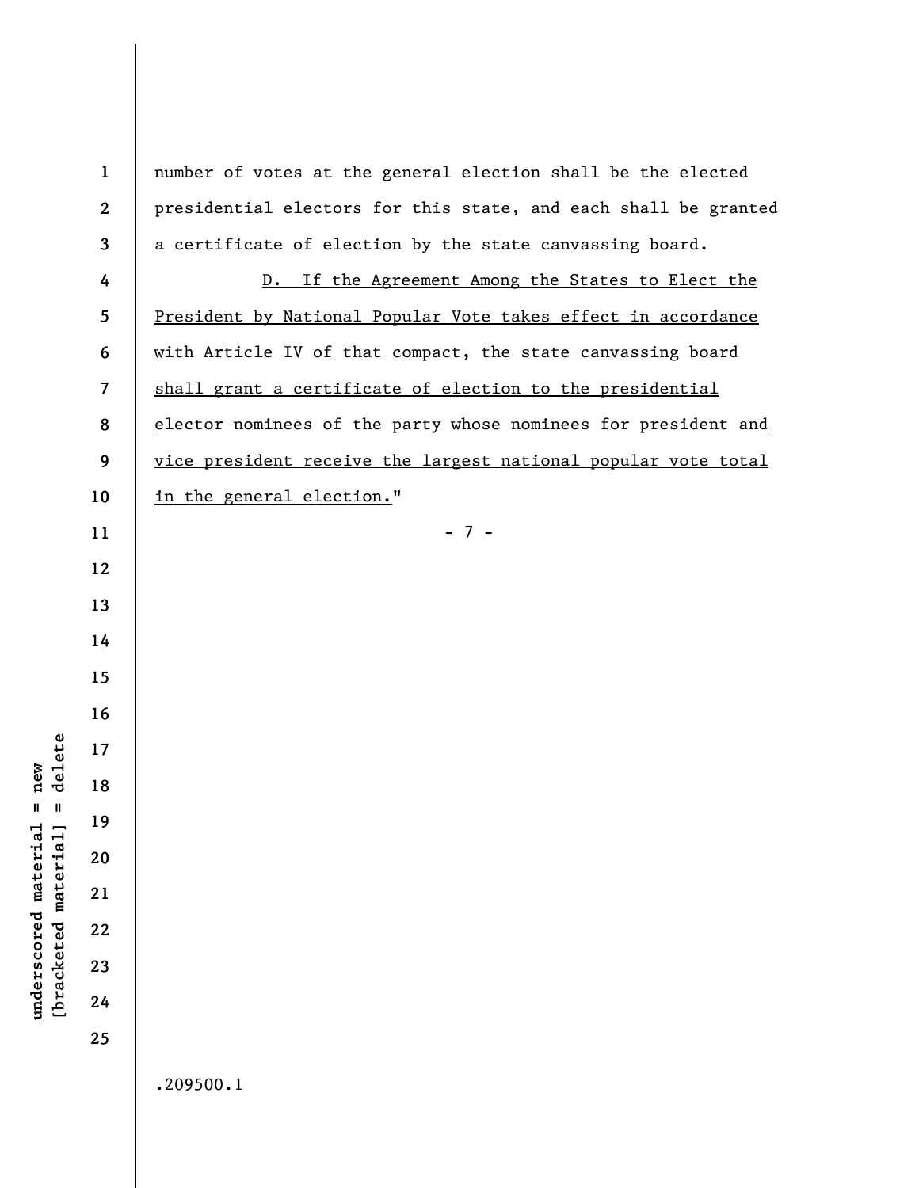number of votes at the general election shall be the elected presidential electors for this state, and each shall be granted a certificate of election by the state canvassing board.

<u>D. If the Agreement Among the States to Elect the President by National Popular Vote takes effect in accordance with Article IV of that compact, the state canvassing board shall grant a certificate of election to the presidential elector nominees of the party whose nominees for president and vice president receive the largest national popular vote total in the general election.</u>"

.209500.1